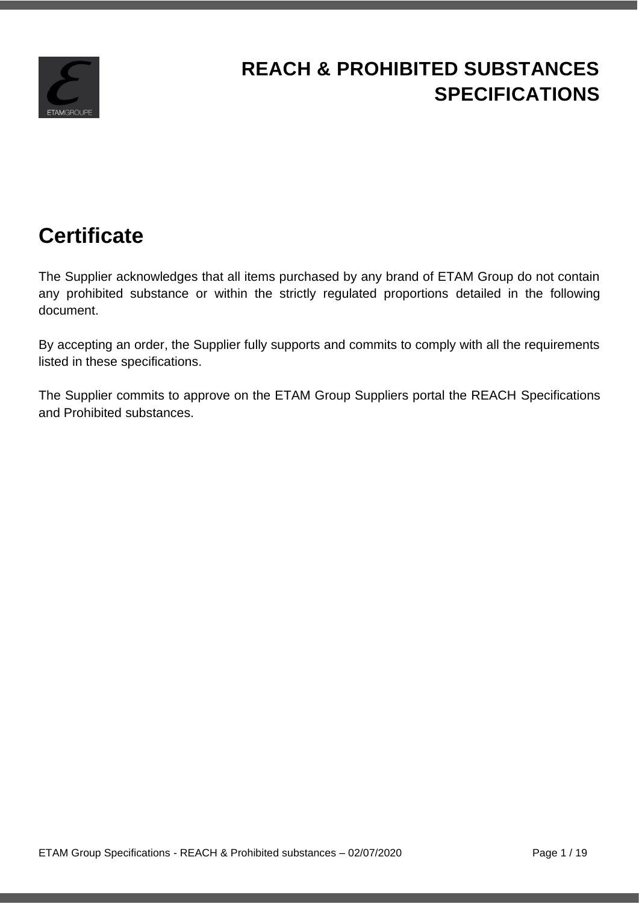# REACH & PROHIBITED SUBSTANCES SPECIFICATIONS

## Certificate

The Supplier acknowledges that all items purchased by any brand of ETAM Group do not contain any prohibited substance or within the strictly regulated proportions detailed in the following document.

By accepting an order, the Supplier fully supports and commits to comply with all the requirements listed in these specifications.

The Supplier commits to approve on the ETAM Group Suppliers portal the REACH Specifications and Prohibited substances.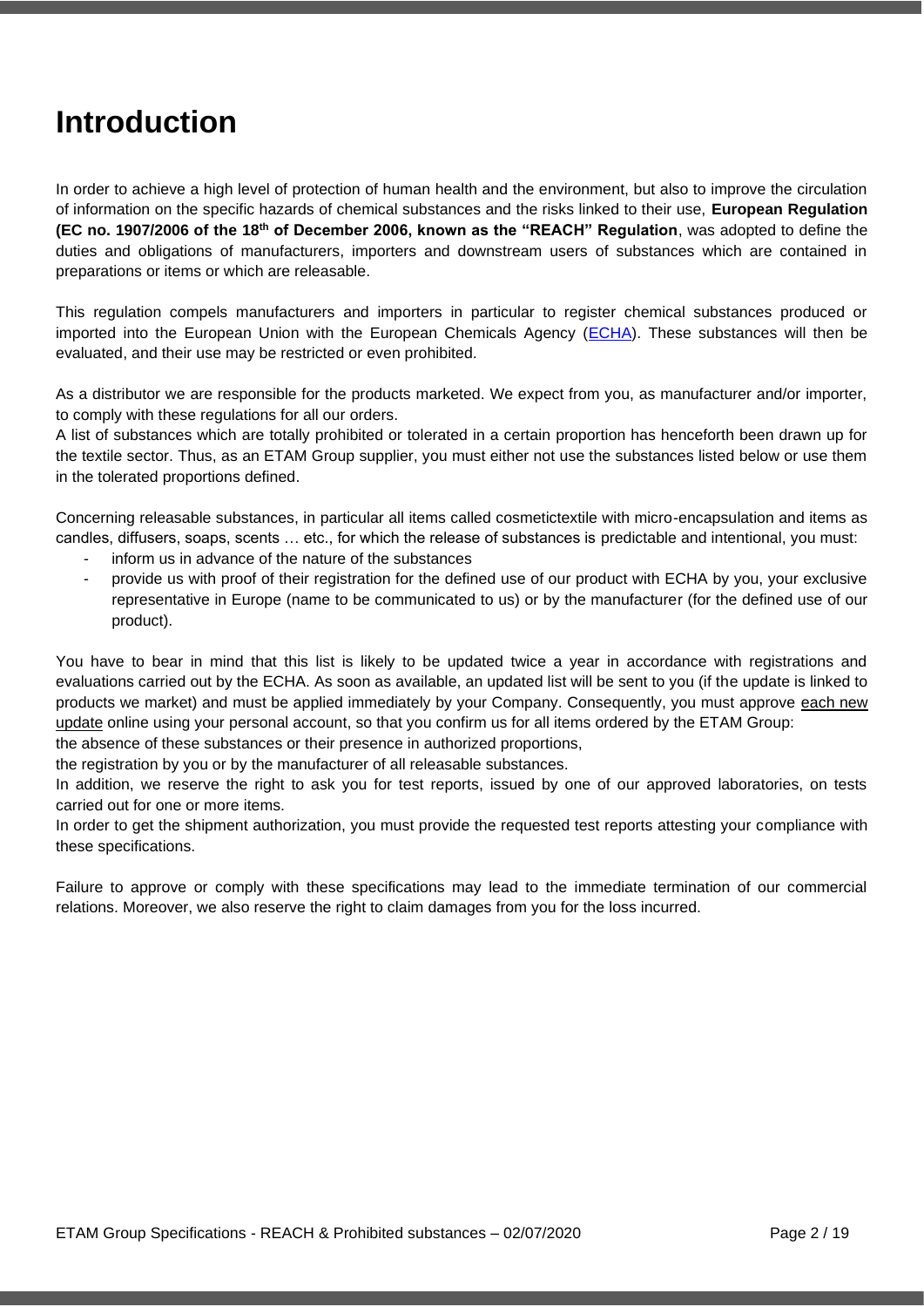# Introduction

In order to achieve a high level of protection of human health and the environment, but also to improve the circulation of information on the specific hazards of chemical substances and the risks linked to their use, **European Regulation (EC no. 1907/2006 of the 18th of December 2006, known as the "REACH" Regulation**, was adopted to define the duties and obligations of manufacturers, importers and downstream users of substances which are contained in preparations or items or which are releasable.

This regulation compels manufacturers and importers in particular to register chemical substances produced or imported into the European Union with the European Chemicals Agency (ECHA). These substances will then be evaluated, and their use may be restricted or even prohibited.

As a distributor we are responsible for the products marketed. We expect from you, as manufacturer and/or importer, to comply with these regulations for all our orders.
A list of substances which are totally prohibited or tolerated in a certain proportion has henceforth been drawn up for the textile sector. Thus, as an ETAM Group supplier, you must either not use the substances listed below or use them in the tolerated proportions defined.

Concerning releasable substances, in particular all items called cosmetictextile with micro-encapsulation and items as candles, diffusers, soaps, scents … etc., for which the release of substances is predictable and intentional, you must:

- inform us in advance of the nature of the substances
- provide us with proof of their registration for the defined use of our product with ECHA by you, your exclusive representative in Europe (name to be communicated to us) or by the manufacturer (for the defined use of our product).

You have to bear in mind that this list is likely to be updated twice a year in accordance with registrations and evaluations carried out by the ECHA. As soon as available, an updated list will be sent to you (if the update is linked to products we market) and must be applied immediately by your Company. Consequently, you must approve each new update online using your personal account, so that you confirm us for all items ordered by the ETAM Group:
the absence of these substances or their presence in authorized proportions,
the registration by you or by the manufacturer of all releasable substances.
In addition, we reserve the right to ask you for test reports, issued by one of our approved laboratories, on tests carried out for one or more items.
In order to get the shipment authorization, you must provide the requested test reports attesting your compliance with these specifications.

Failure to approve or comply with these specifications may lead to the immediate termination of our commercial relations. Moreover, we also reserve the right to claim damages from you for the loss incurred.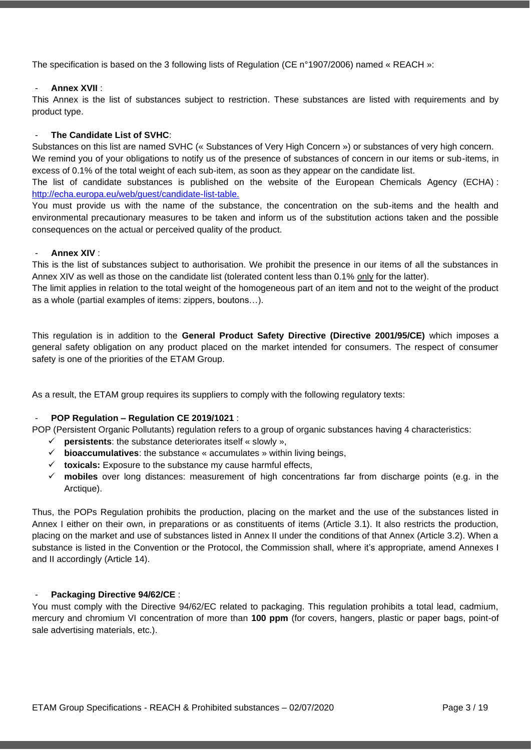The specification is based on the 3 following lists of Regulation (CE n°1907/2006) named « REACH »:

- **Annex XVII** :

This Annex is the list of substances subject to restriction. These substances are listed with requirements and by product type.

- **The Candidate List of SVHC**:

Substances on this list are named SVHC (« Substances of Very High Concern ») or substances of very high concern.

We remind you of your obligations to notify us of the presence of substances of concern in our items or sub-items, in excess of 0.1% of the total weight of each sub-item, as soon as they appear on the candidate list.

The list of candidate substances is published on the website of the European Chemicals Agency (ECHA) : http://echa.europa.eu/web/guest/candidate-list-table.

You must provide us with the name of the substance, the concentration on the sub-items and the health and environmental precautionary measures to be taken and inform us of the substitution actions taken and the possible consequences on the actual or perceived quality of the product.

- **Annex XIV** :

This is the list of substances subject to authorisation. We prohibit the presence in our items of all the substances in Annex XIV as well as those on the candidate list (tolerated content less than 0.1% only for the latter).

The limit applies in relation to the total weight of the homogeneous part of an item and not to the weight of the product as a whole (partial examples of items: zippers, boutons…).

This regulation is in addition to the **General Product Safety Directive (Directive 2001/95/CE)** which imposes a general safety obligation on any product placed on the market intended for consumers. The respect of consumer safety is one of the priorities of the ETAM Group.

As a result, the ETAM group requires its suppliers to comply with the following regulatory texts:

- **POP Regulation – Regulation CE 2019/1021** :

POP (Persistent Organic Pollutants) regulation refers to a group of organic substances having 4 characteristics:

- ✓ **persistents**: the substance deteriorates itself « slowly »,
- ✓ **bioaccumulatives**: the substance « accumulates » within living beings,
- ✓ **toxicals:** Exposure to the substance my cause harmful effects,
- ✓ **mobiles** over long distances: measurement of high concentrations far from discharge points (e.g. in the Arctique).

Thus, the POPs Regulation prohibits the production, placing on the market and the use of the substances listed in Annex I either on their own, in preparations or as constituents of items (Article 3.1). It also restricts the production, placing on the market and use of substances listed in Annex II under the conditions of that Annex (Article 3.2). When a substance is listed in the Convention or the Protocol, the Commission shall, where it's appropriate, amend Annexes I and II accordingly (Article 14).

- **Packaging Directive 94/62/CE** :

You must comply with the Directive 94/62/EC related to packaging. This regulation prohibits a total lead, cadmium, mercury and chromium VI concentration of more than **100 ppm** (for covers, hangers, plastic or paper bags, point-of sale advertising materials, etc.).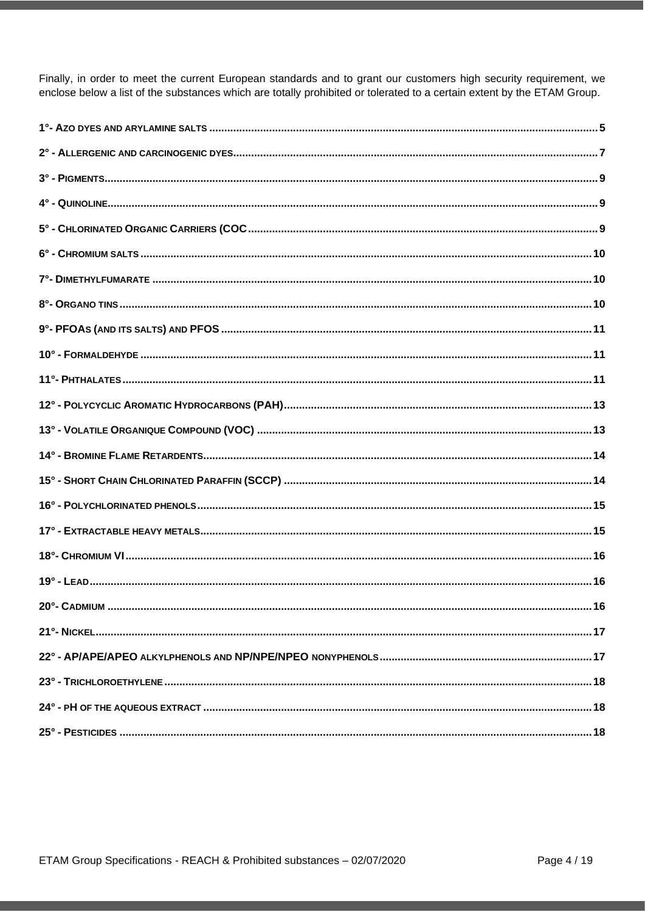Finally, in order to meet the current European standards and to grant our customers high security requirement, we enclose below a list of the substances which are totally prohibited or tolerated to a certain extent by the ETAM Group.

**1°- AZO DYES AND ARYLAMINE SALTS** ..... 5

**2° - ALLERGENIC AND CARCINOGENIC DYES** ..... 7

**3° - PIGMENTS** ..... 9

**4° - QUINOLINE** ..... 9

**5° - CHLORINATED ORGANIC CARRIERS (COC** ..... 9

**6° - CHROMIUM SALTS** ..... 10

**7°- DIMETHYLFUMARATE** ..... 10

**8°- ORGANO TINS** ..... 10

**9°- PFOAS (AND ITS SALTS) AND PFOS** ..... 11

**10° - FORMALDEHYDE** ..... 11

**11°- PHTHALATES** ..... 11

**12° - POLYCYCLIC AROMATIC HYDROCARBONS (PAH)** ..... 13

**13° - VOLATILE ORGANIQUE COMPOUND (VOC)** ..... 13

**14° - BROMINE FLAME RETARDENTS** ..... 14

**15° - SHORT CHAIN CHLORINATED PARAFFIN (SCCP)** ..... 14

**16° - POLYCHLORINATED PHENOLS** ..... 15

**17° - EXTRACTABLE HEAVY METALS** ..... 15

**18°- CHROMIUM VI** ..... 16

**19° - LEAD** ..... 16

**20°- CADMIUM** ..... 16

**21°- NICKEL** ..... 17

**22° - AP/APE/APEO ALKYLPHENOLS AND NP/NPE/NPEO NONYPHENOLS** ..... 17

**23° - TRICHLOROETHYLENE** ..... 18

**24° - PH OF THE AQUEOUS EXTRACT** ..... 18

**25° - PESTICIDES** ..... 18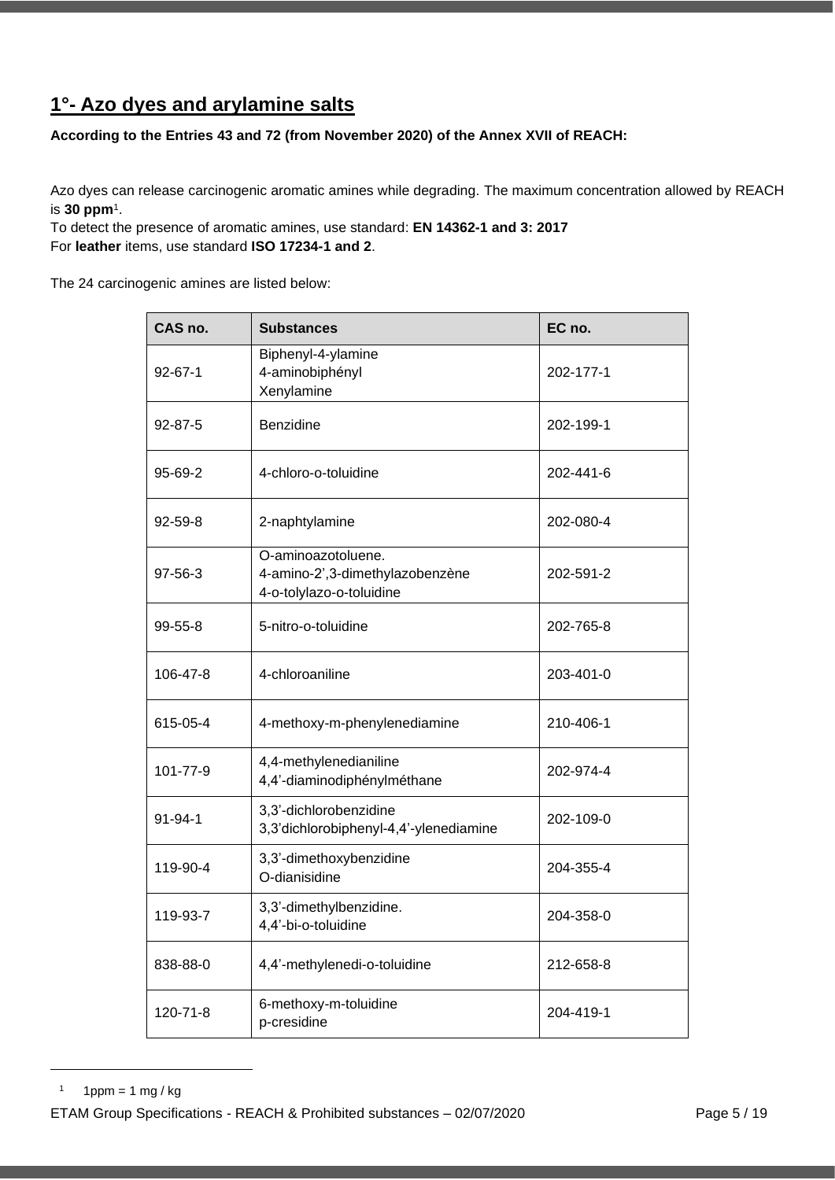## 1°- Azo dyes and arylamine salts

**According to the Entries 43 and 72 (from November 2020) of the Annex XVII of REACH:**

Azo dyes can release carcinogenic aromatic amines while degrading. The maximum concentration allowed by REACH is **30 ppm**[1].
To detect the presence of aromatic amines, use standard: **EN 14362-1 and 3: 2017**
For **leather** items, use standard **ISO 17234-1 and 2**.

The 24 carcinogenic amines are listed below:

| CAS no. | Substances | EC no. |
|---|---|---|
| 92-67-1 | Biphenyl-4-ylamine<br>4-aminobiphényl<br>Xenylamine | 202-177-1 |
| 92-87-5 | Benzidine | 202-199-1 |
| 95-69-2 | 4-chloro-o-toluidine | 202-441-6 |
| 92-59-8 | 2-naphtylamine | 202-080-4 |
| 97-56-3 | O-aminoazotoluene.<br>4-amino-2',3-dimethylazobenzène<br>4-o-tolylazo-o-toluidine | 202-591-2 |
| 99-55-8 | 5-nitro-o-toluidine | 202-765-8 |
| 106-47-8 | 4-chloroaniline | 203-401-0 |
| 615-05-4 | 4-methoxy-m-phenylenediamine | 210-406-1 |
| 101-77-9 | 4,4-methylenedianiline<br>4,4'-diaminodiphénylméthane | 202-974-4 |
| 91-94-1 | 3,3'-dichlorobenzidine<br>3,3'dichlorobiphenyl-4,4'-ylenediamine | 202-109-0 |
| 119-90-4 | 3,3'-dimethoxybenzidine<br>O-dianisidine | 204-355-4 |
| 119-93-7 | 3,3'-dimethylbenzidine.<br>4,4'-bi-o-toluidine | 204-358-0 |
| 838-88-0 | 4,4'-methylenedi-o-toluidine | 212-658-8 |
| 120-71-8 | 6-methoxy-m-toluidine<br>p-cresidine | 204-419-1 |

[1] 1ppm = 1 mg / kg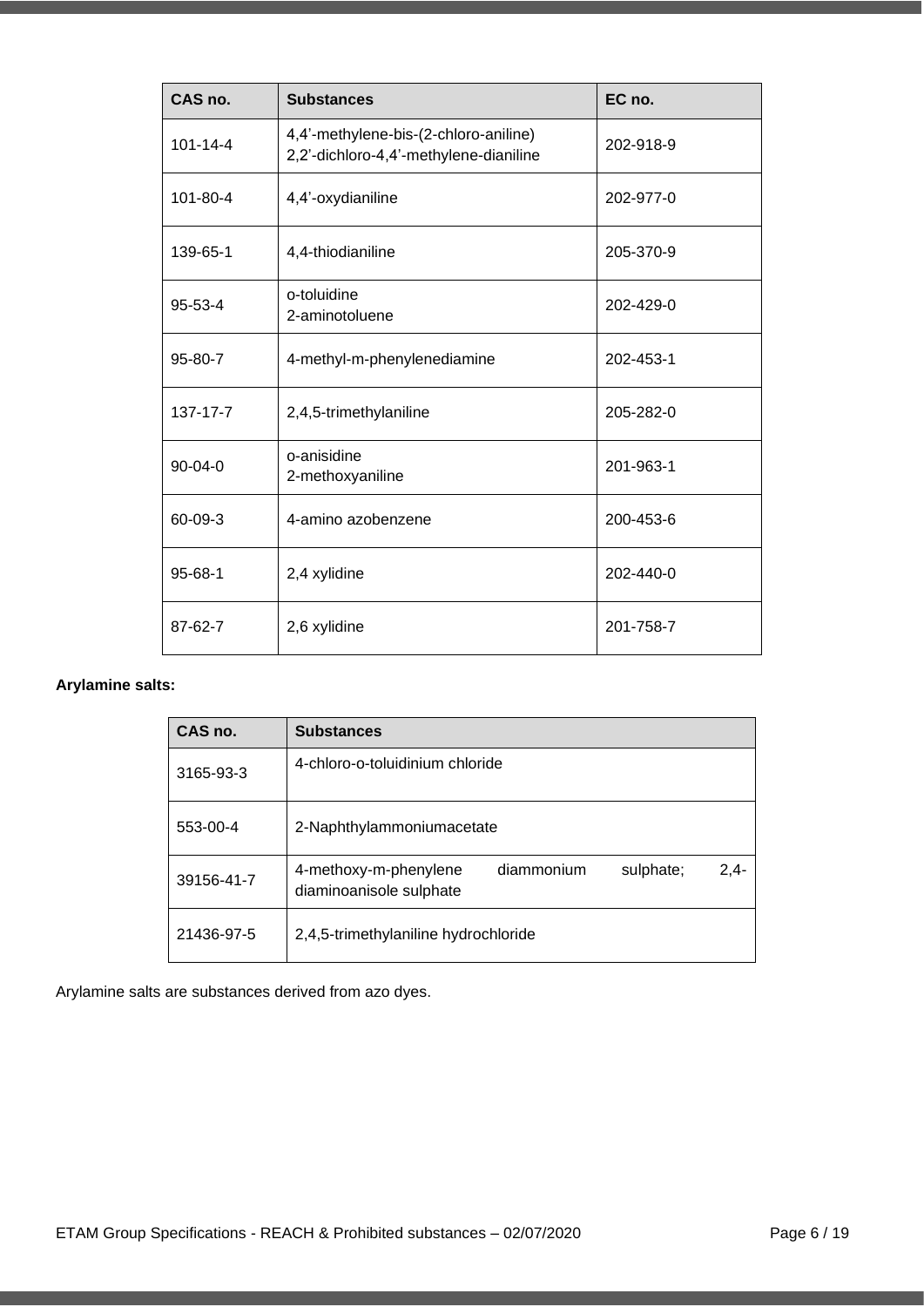| CAS no. | Substances | EC no. |
|---|---|---|
| 101-14-4 | 4,4’-methylene-bis-(2-chloro-aniline)<br>2,2’-dichloro-4,4’-methylene-dianiline | 202-918-9 |
| 101-80-4 | 4,4’-oxydianiline | 202-977-0 |
| 139-65-1 | 4,4-thiodianiline | 205-370-9 |
| 95-53-4 | o-toluidine<br>2-aminotoluene | 202-429-0 |
| 95-80-7 | 4-methyl-m-phenylenediamine | 202-453-1 |
| 137-17-7 | 2,4,5-trimethylaniline | 205-282-0 |
| 90-04-0 | o-anisidine<br>2-methoxyaniline | 201-963-1 |
| 60-09-3 | 4-amino azobenzene | 200-453-6 |
| 95-68-1 | 2,4 xylidine | 202-440-0 |
| 87-62-7 | 2,6 xylidine | 201-758-7 |

**Arylamine salts:**

| CAS no. | Substances |
|---|---|
| 3165-93-3 | 4-chloro-o-toluidinium chloride |
| 553-00-4 | 2-Naphthylammoniumacetate |
| 39156-41-7 | 4-methoxy-m-phenylene diammonium sulphate; 2,4-diaminoanisole sulphate |
| 21436-97-5 | 2,4,5-trimethylaniline hydrochloride |

Arylamine salts are substances derived from azo dyes.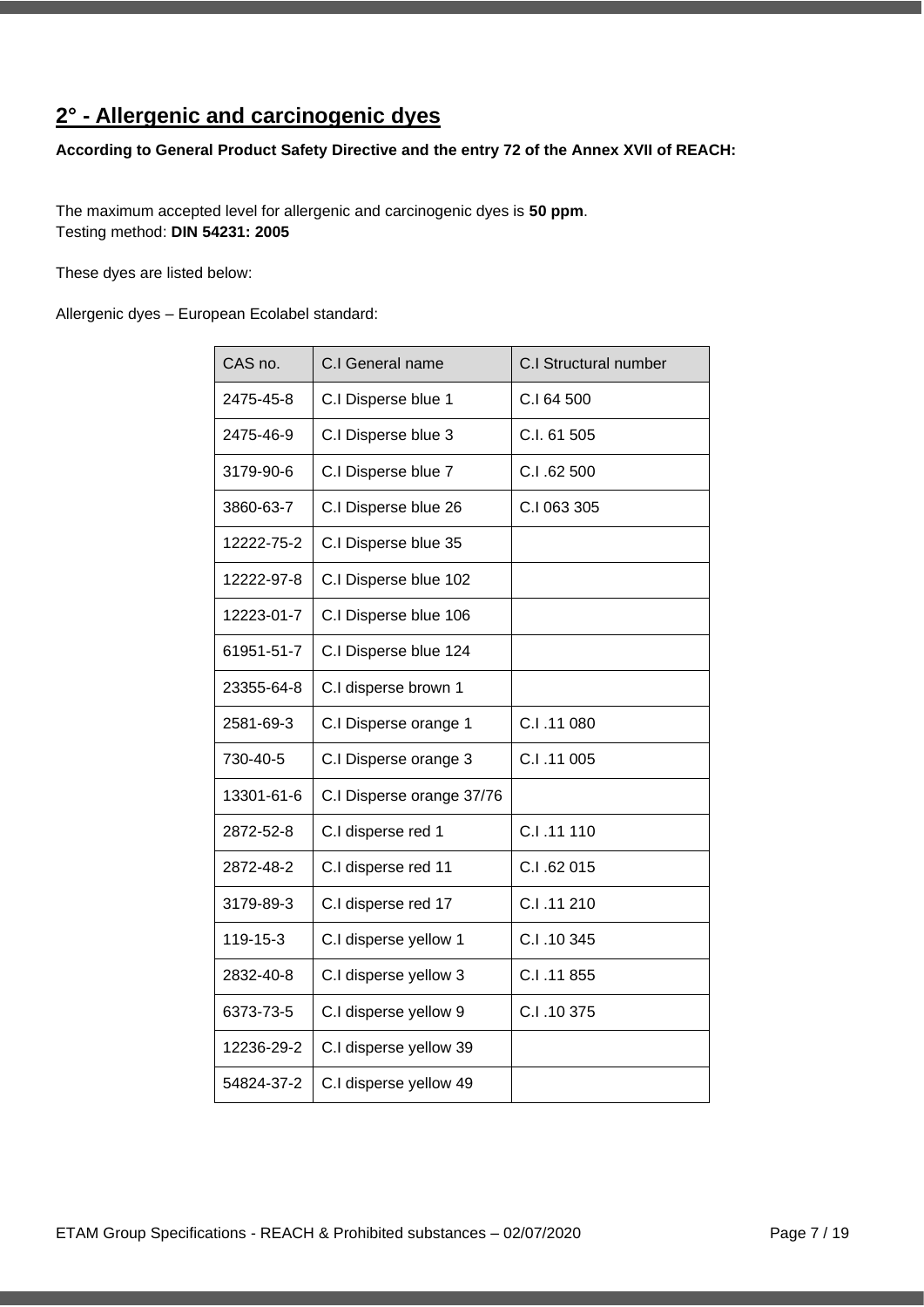## 2° - Allergenic and carcinogenic dyes

**According to General Product Safety Directive and the entry 72 of the Annex XVII of REACH:**

The maximum accepted level for allergenic and carcinogenic dyes is **50 ppm**.
Testing method: **DIN 54231: 2005**

These dyes are listed below:

Allergenic dyes – European Ecolabel standard:

| CAS no. | C.I General name | C.I Structural number |
|---|---|---|
| 2475-45-8 | C.I Disperse blue 1 | C.I 64 500 |
| 2475-46-9 | C.I Disperse blue 3 | C.I. 61 505 |
| 3179-90-6 | C.I Disperse blue 7 | C.I .62 500 |
| 3860-63-7 | C.I Disperse blue 26 | C.I 063 305 |
| 12222-75-2 | C.I Disperse blue 35 | |
| 12222-97-8 | C.I Disperse blue 102 | |
| 12223-01-7 | C.I Disperse blue 106 | |
| 61951-51-7 | C.I Disperse blue 124 | |
| 23355-64-8 | C.I disperse brown 1 | |
| 2581-69-3 | C.I Disperse orange 1 | C.I .11 080 |
| 730-40-5 | C.I Disperse orange 3 | C.I .11 005 |
| 13301-61-6 | C.I Disperse orange 37/76 | |
| 2872-52-8 | C.I disperse red 1 | C.I .11 110 |
| 2872-48-2 | C.I disperse red 11 | C.I .62 015 |
| 3179-89-3 | C.I disperse red 17 | C.I .11 210 |
| 119-15-3 | C.I disperse yellow 1 | C.I .10 345 |
| 2832-40-8 | C.I disperse yellow 3 | C.I .11 855 |
| 6373-73-5 | C.I disperse yellow 9 | C.I .10 375 |
| 12236-29-2 | C.I disperse yellow 39 | |
| 54824-37-2 | C.I disperse yellow 49 | |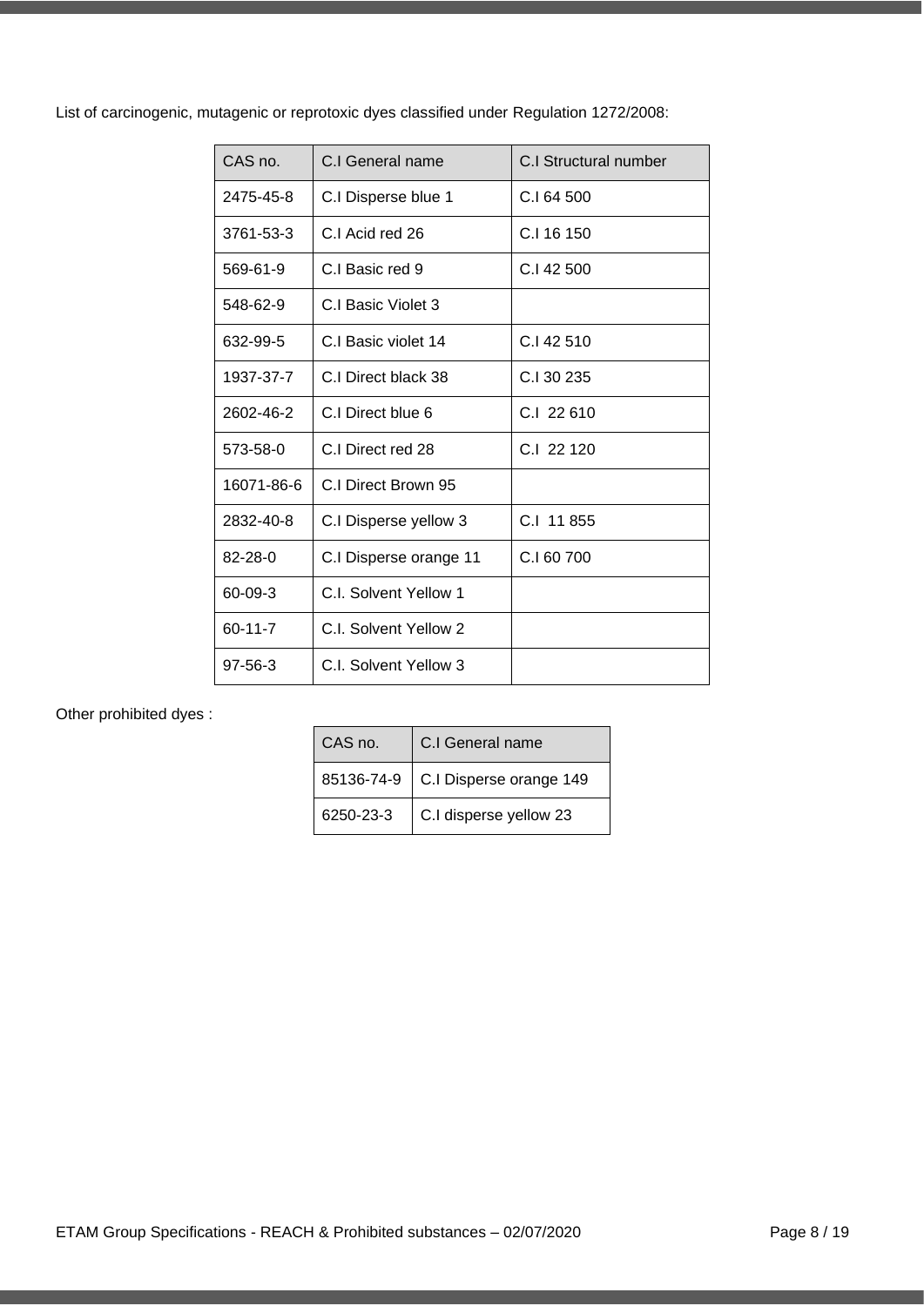List of carcinogenic, mutagenic or reprotoxic dyes classified under Regulation 1272/2008:

| CAS no. | C.I General name | C.I Structural number |
|---|---|---|
| 2475-45-8 | C.I Disperse blue 1 | C.I 64 500 |
| 3761-53-3 | C.I Acid red 26 | C.I 16 150 |
| 569-61-9 | C.I Basic red 9 | C.I 42 500 |
| 548-62-9 | C.I Basic Violet 3 | |
| 632-99-5 | C.I Basic violet 14 | C.I 42 510 |
| 1937-37-7 | C.I Direct black 38 | C.I 30 235 |
| 2602-46-2 | C.I Direct blue 6 | C.I 22 610 |
| 573-58-0 | C.I Direct red 28 | C.I 22 120 |
| 16071-86-6 | C.I Direct Brown 95 | |
| 2832-40-8 | C.I Disperse yellow 3 | C.I 11 855 |
| 82-28-0 | C.I Disperse orange 11 | C.I 60 700 |
| 60-09-3 | C.I. Solvent Yellow 1 | |
| 60-11-7 | C.I. Solvent Yellow 2 | |
| 97-56-3 | C.I. Solvent Yellow 3 | |

Other prohibited dyes :

| CAS no. | C.I General name |
|---|---|
| 85136-74-9 | C.I Disperse orange 149 |
| 6250-23-3 | C.I disperse yellow 23 |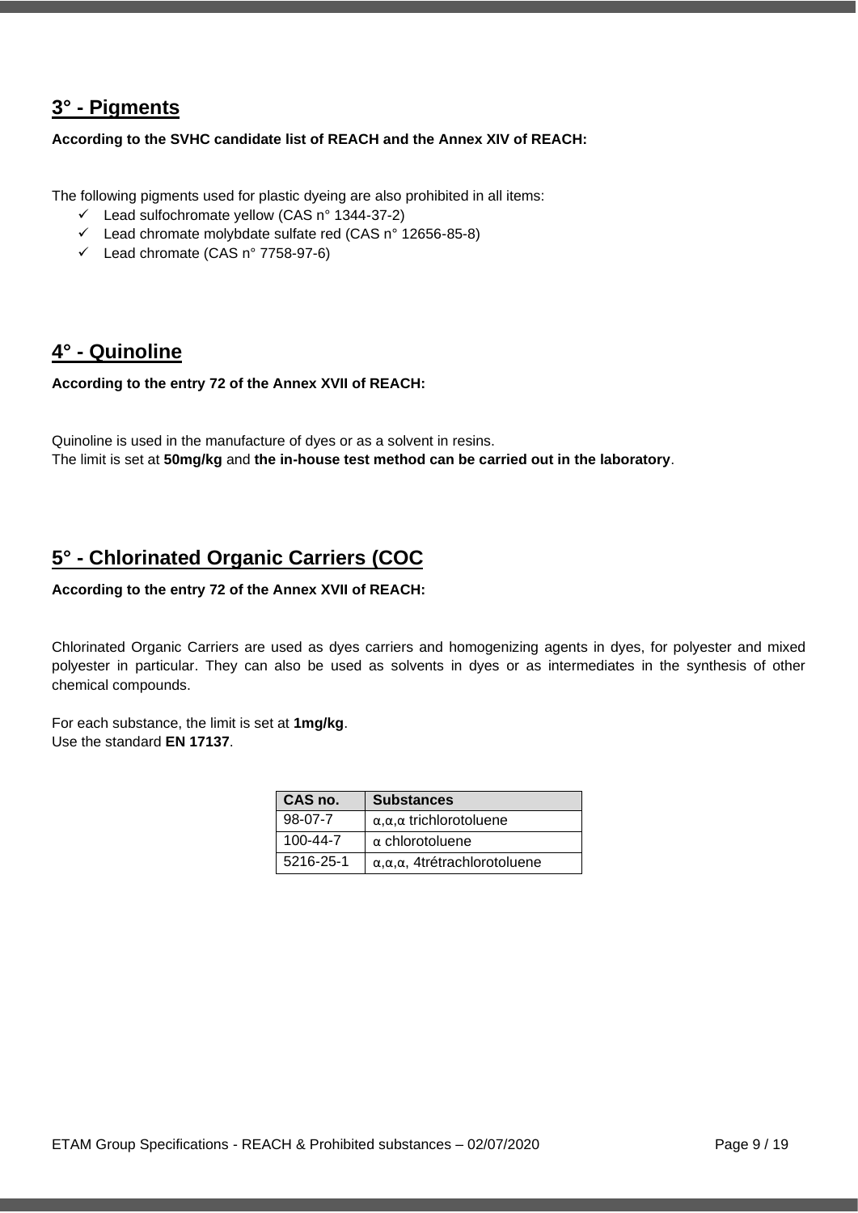## 3° - Pigments

**According to the SVHC candidate list of REACH and the Annex XIV of REACH:**

The following pigments used for plastic dyeing are also prohibited in all items:

- ✓ Lead sulfochromate yellow (CAS n° 1344-37-2)
- ✓ Lead chromate molybdate sulfate red (CAS n° 12656-85-8)
- ✓ Lead chromate (CAS n° 7758-97-6)

## 4° - Quinoline

**According to the entry 72 of the Annex XVII of REACH:**

Quinoline is used in the manufacture of dyes or as a solvent in resins.
The limit is set at **50mg/kg** and **the in-house test method can be carried out in the laboratory**.

## 5° - Chlorinated Organic Carriers (COC

**According to the entry 72 of the Annex XVII of REACH:**

Chlorinated Organic Carriers are used as dyes carriers and homogenizing agents in dyes, for polyester and mixed polyester in particular. They can also be used as solvents in dyes or as intermediates in the synthesis of other chemical compounds.

For each substance, the limit is set at **1mg/kg**.
Use the standard **EN 17137**.

| CAS no. | Substances |
|---|---|
| 98-07-7 | α,α,α trichlorotoluene |
| 100-44-7 | α chlorotoluene |
| 5216-25-1 | α,α,α, 4trétrachlorotoluene |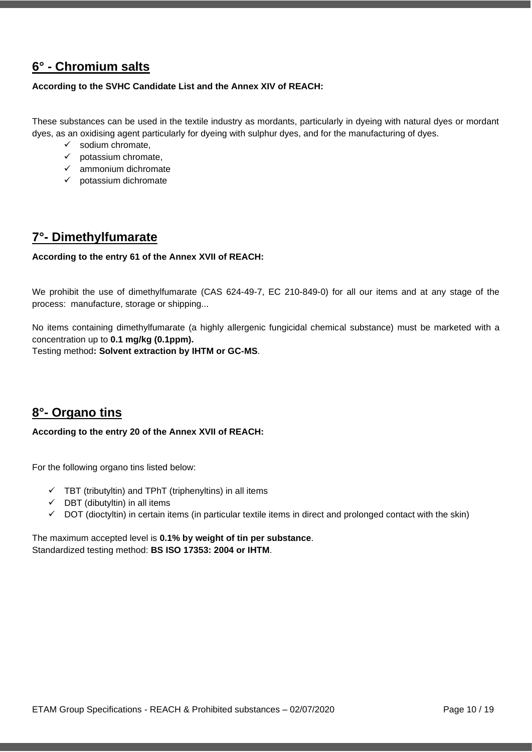## 6° - Chromium salts

**According to the SVHC Candidate List and the Annex XIV of REACH:**

These substances can be used in the textile industry as mordants, particularly in dyeing with natural dyes or mordant dyes, as an oxidising agent particularly for dyeing with sulphur dyes, and for the manufacturing of dyes.

- ✓ sodium chromate,
- ✓ potassium chromate,
- ✓ ammonium dichromate
- ✓ potassium dichromate

## 7°- Dimethylfumarate

**According to the entry 61 of the Annex XVII of REACH:**

We prohibit the use of dimethylfumarate (CAS 624-49-7, EC 210-849-0) for all our items and at any stage of the process: manufacture, storage or shipping...

No items containing dimethylfumarate (a highly allergenic fungicidal chemical substance) must be marketed with a concentration up to **0.1 mg/kg (0.1ppm).**
Testing method**: Solvent extraction by IHTM or GC-MS**.

## 8°- Organo tins

**According to the entry 20 of the Annex XVII of REACH:**

For the following organo tins listed below:

- ✓ TBT (tributyltin) and TPhT (triphenyltins) in all items
- ✓ DBT (dibutyltin) in all items
- ✓ DOT (dioctyltin) in certain items (in particular textile items in direct and prolonged contact with the skin)

The maximum accepted level is **0.1% by weight of tin per substance**.
Standardized testing method: **BS ISO 17353: 2004 or IHTM**.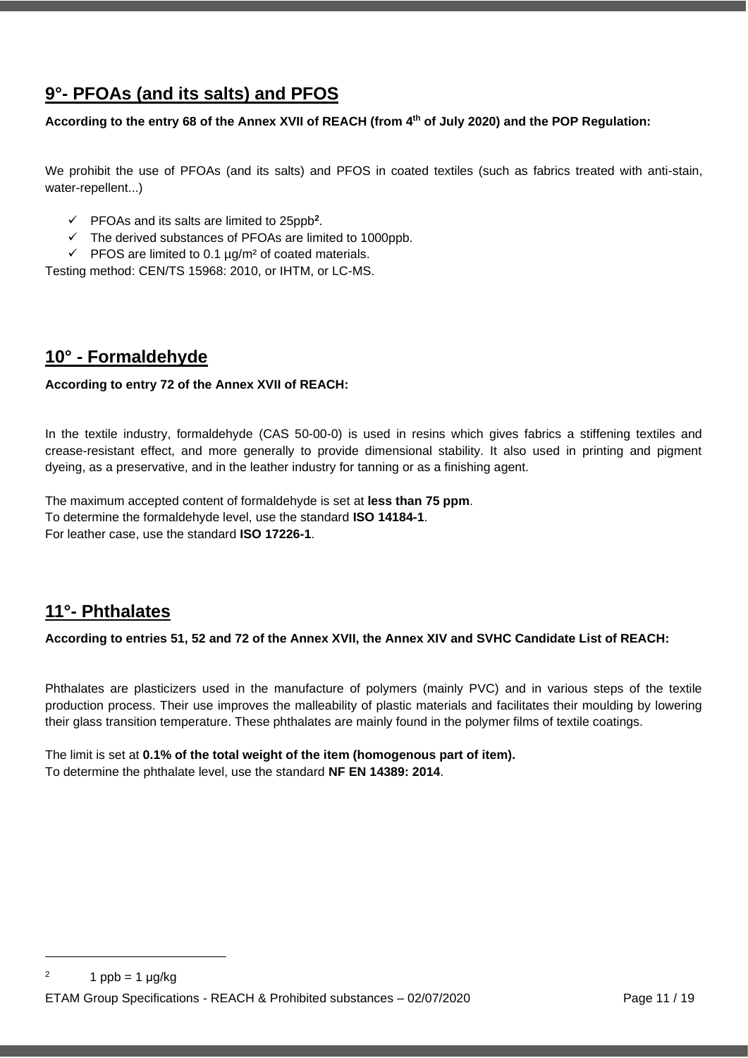## 9°- PFOAs (and its salts) and PFOS

**According to the entry 68 of the Annex XVII of REACH (from 4th of July 2020) and the POP Regulation:**

We prohibit the use of PFOAs (and its salts) and PFOS in coated textiles (such as fabrics treated with anti-stain, water-repellent...)

- ✓ PFOAs and its salts are limited to 25ppb[2].
- ✓ The derived substances of PFOAs are limited to 1000ppb.
- ✓ PFOS are limited to 0.1 µg/m² of coated materials.

Testing method: CEN/TS 15968: 2010, or IHTM, or LC-MS.

## 10° - Formaldehyde

**According to entry 72 of the Annex XVII of REACH:**

In the textile industry, formaldehyde (CAS 50-00-0) is used in resins which gives fabrics a stiffening textiles and crease-resistant effect, and more generally to provide dimensional stability. It also used in printing and pigment dyeing, as a preservative, and in the leather industry for tanning or as a finishing agent.

The maximum accepted content of formaldehyde is set at **less than 75 ppm**.
To determine the formaldehyde level, use the standard **ISO 14184-1**.
For leather case, use the standard **ISO 17226-1**.

## 11°- Phthalates

**According to entries 51, 52 and 72 of the Annex XVII, the Annex XIV and SVHC Candidate List of REACH:**

Phthalates are plasticizers used in the manufacture of polymers (mainly PVC) and in various steps of the textile production process. Their use improves the malleability of plastic materials and facilitates their moulding by lowering their glass transition temperature. These phthalates are mainly found in the polymer films of textile coatings.

The limit is set at **0.1% of the total weight of the item (homogenous part of item).**
To determine the phthalate level, use the standard **NF EN 14389: 2014**.

[2] 1 ppb = 1 µg/kg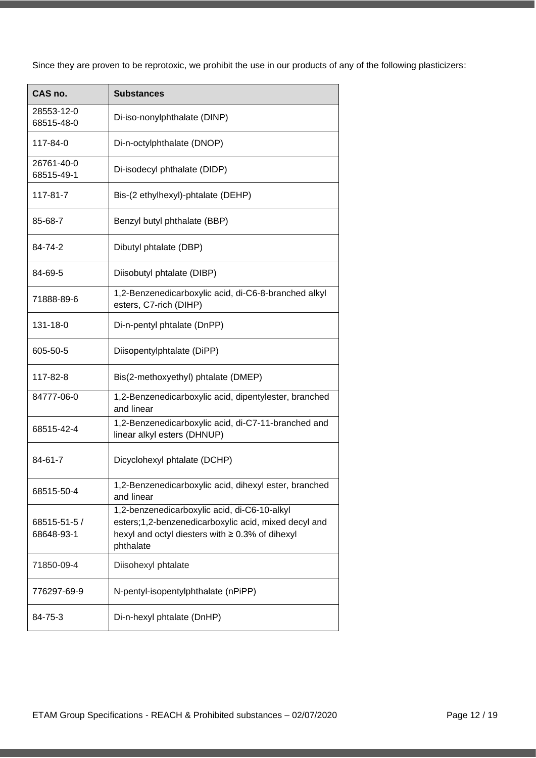Since they are proven to be reprotoxic, we prohibit the use in our products of any of the following plasticizers:

| CAS no. | Substances |
|---|---|
| 28553-12-0<br>68515-48-0 | Di-iso-nonylphthalate (DINP) |
| 117-84-0 | Di-n-octylphthalate (DNOP) |
| 26761-40-0<br>68515-49-1 | Di-isodecyl phthalate (DIDP) |
| 117-81-7 | Bis-(2 ethylhexyl)-phtalate (DEHP) |
| 85-68-7 | Benzyl butyl phthalate (BBP) |
| 84-74-2 | Dibutyl phtalate (DBP) |
| 84-69-5 | Diisobutyl phtalate (DIBP) |
| 71888-89-6 | 1,2-Benzenedicarboxylic acid, di-C6-8-branched alkyl esters, C7-rich (DIHP) |
| 131-18-0 | Di-n-pentyl phtalate (DnPP) |
| 605-50-5 | Diisopentylphtalate (DiPP) |
| 117-82-8 | Bis(2-methoxyethyl) phtalate (DMEP) |
| 84777-06-0 | 1,2-Benzenedicarboxylic acid, dipentylester, branched and linear |
| 68515-42-4 | 1,2-Benzenedicarboxylic acid, di-C7-11-branched and linear alkyl esters (DHNUP) |
| 84-61-7 | Dicyclohexyl phtalate (DCHP) |
| 68515-50-4 | 1,2-Benzenedicarboxylic acid, dihexyl ester, branched and linear |
| 68515-51-5 /<br>68648-93-1 | 1,2-benzenedicarboxylic acid, di-C6-10-alkyl esters;1,2-benzenedicarboxylic acid, mixed decyl and hexyl and octyl diesters with ≥ 0.3% of dihexyl phthalate |
| 71850-09-4 | Diisohexyl phtalate |
| 776297-69-9 | N-pentyl-isopentylphthalate (nPiPP) |
| 84-75-3 | Di-n-hexyl phtalate (DnHP) |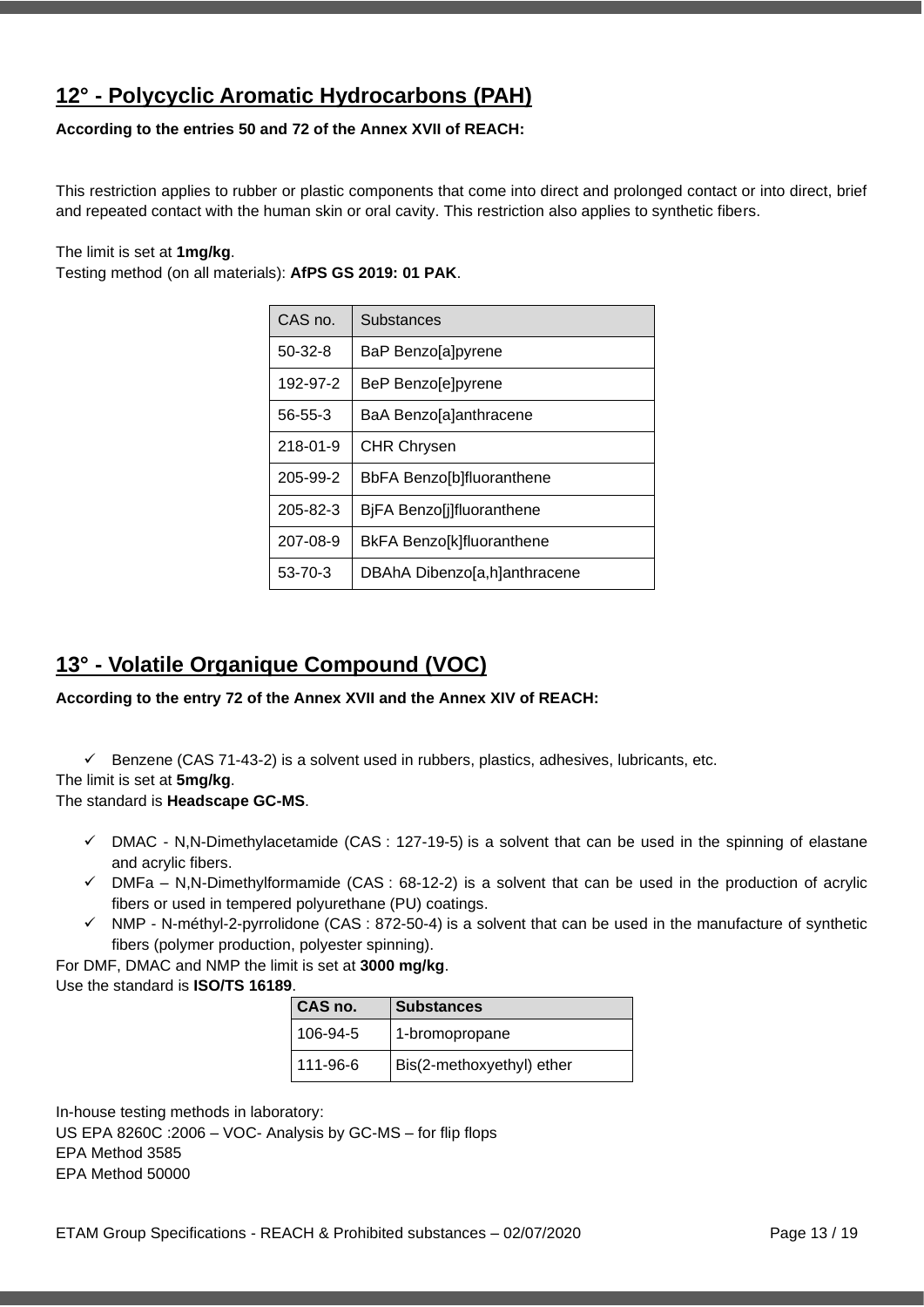## 12° - Polycyclic Aromatic Hydrocarbons (PAH)

**According to the entries 50 and 72 of the Annex XVII of REACH:**

This restriction applies to rubber or plastic components that come into direct and prolonged contact or into direct, brief and repeated contact with the human skin or oral cavity. This restriction also applies to synthetic fibers.

The limit is set at **1mg/kg**.
Testing method (on all materials): **AfPS GS 2019: 01 PAK**.

| CAS no. | Substances |
|---|---|
| 50-32-8 | BaP Benzo[a]pyrene |
| 192-97-2 | BeP Benzo[e]pyrene |
| 56-55-3 | BaA Benzo[a]anthracene |
| 218-01-9 | CHR Chrysen |
| 205-99-2 | BbFA Benzo[b]fluoranthene |
| 205-82-3 | BjFA Benzo[j]fluoranthene |
| 207-08-9 | BkFA Benzo[k]fluoranthene |
| 53-70-3 | DBAhA Dibenzo[a,h]anthracene |

## 13° - Volatile Organique Compound (VOC)

**According to the entry 72 of the Annex XVII and the Annex XIV of REACH:**

- ✓ Benzene (CAS 71-43-2) is a solvent used in rubbers, plastics, adhesives, lubricants, etc.

The limit is set at **5mg/kg**.
The standard is **Headscape GC-MS**.

- ✓ DMAC - N,N-Dimethylacetamide (CAS : 127-19-5) is a solvent that can be used in the spinning of elastane and acrylic fibers.
- ✓ DMFa – N,N-Dimethylformamide (CAS : 68-12-2) is a solvent that can be used in the production of acrylic fibers or used in tempered polyurethane (PU) coatings.
- ✓ NMP - N-méthyl-2-pyrrolidone (CAS : 872-50-4) is a solvent that can be used in the manufacture of synthetic fibers (polymer production, polyester spinning).

For DMF, DMAC and NMP the limit is set at **3000 mg/kg**.
Use the standard is **ISO/TS 16189**.

| CAS no. | Substances |
|---|---|
| 106-94-5 | 1-bromopropane |
| 111-96-6 | Bis(2-methoxyethyl) ether |

In-house testing methods in laboratory:
US EPA 8260C :2006 – VOC- Analysis by GC-MS – for flip flops
EPA Method 3585
EPA Method 50000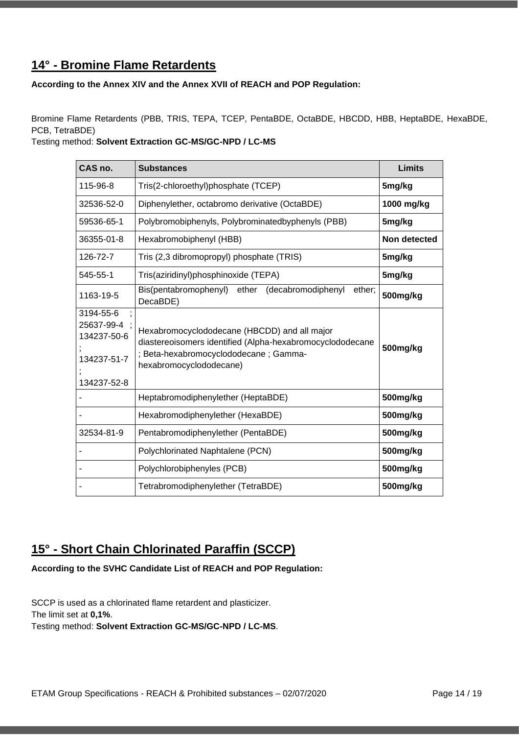## 14° - Bromine Flame Retardents

**According to the Annex XIV and the Annex XVII of REACH and POP Regulation:**

Bromine Flame Retardents (PBB, TRIS, TEPA, TCEP, PentaBDE, OctaBDE, HBCDD, HBB, HeptaBDE, HexaBDE, PCB, TetraBDE)
Testing method: **Solvent Extraction GC-MS/GC-NPD / LC-MS**

| CAS no. | Substances | Limits |
|---|---|---|
| 115-96-8 | Tris(2-chloroethyl)phosphate (TCEP) | **5mg/kg** |
| 32536-52-0 | Diphenylether, octabromo derivative (OctaBDE) | **1000 mg/kg** |
| 59536-65-1 | Polybromobiphenyls, Polybrominatedbyphenyls (PBB) | **5mg/kg** |
| 36355-01-8 | Hexabromobiphenyl (HBB) | **Non detected** |
| 126-72-7 | Tris (2,3 dibromopropyl) phosphate (TRIS) | **5mg/kg** |
| 545-55-1 | Tris(aziridinyl)phosphinoxide (TEPA) | **5mg/kg** |
| 1163-19-5 | Bis(pentabromophenyl) ether (decabromodiphenyl ether; DecaBDE) | **500mg/kg** |
| 3194-55-6 ; 25637-99-4 ; 134237-50-6 ; 134237-51-7 ; 134237-52-8 | Hexabromocyclododecane (HBCDD) and all major diastereoisomers identified (Alpha-hexabromocyclododecane ; Beta-hexabromocyclododecane ; Gamma-hexabromocyclododecane) | **500mg/kg** |
| - | Heptabromodiphenylether (HeptaBDE) | **500mg/kg** |
| - | Hexabromodiphenylether (HexaBDE) | **500mg/kg** |
| 32534-81-9 | Pentabromodiphenylether (PentaBDE) | **500mg/kg** |
| - | Polychlorinated Naphtalene (PCN) | **500mg/kg** |
| - | Polychlorobiphenyles (PCB) | **500mg/kg** |
| - | Tetrabromodiphenylether (TetraBDE) | **500mg/kg** |

## 15° - Short Chain Chlorinated Paraffin (SCCP)

**According to the SVHC Candidate List of REACH and POP Regulation:**

SCCP is used as a chlorinated flame retardent and plasticizer.
The limit set at **0,1%**.
Testing method: **Solvent Extraction GC-MS/GC-NPD / LC-MS**.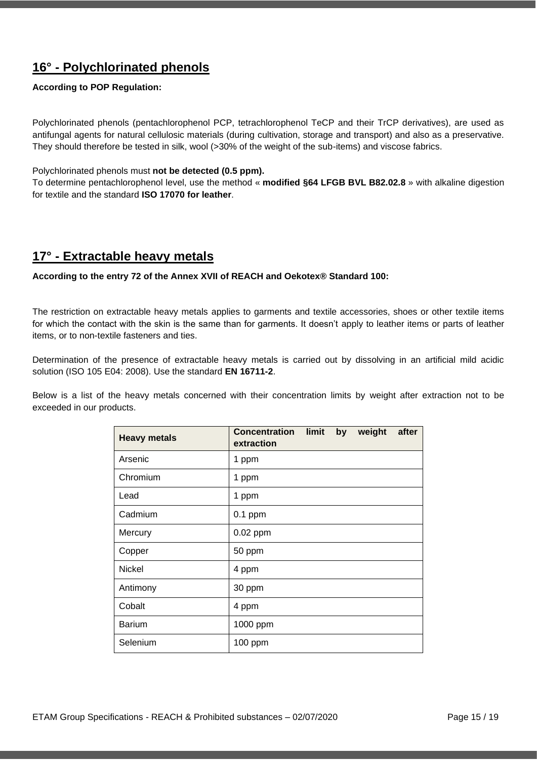## 16° - Polychlorinated phenols

**According to POP Regulation:**

Polychlorinated phenols (pentachlorophenol PCP, tetrachlorophenol TeCP and their TrCP derivatives), are used as antifungal agents for natural cellulosic materials (during cultivation, storage and transport) and also as a preservative. They should therefore be tested in silk, wool (>30% of the weight of the sub-items) and viscose fabrics.

Polychlorinated phenols must **not be detected (0.5 ppm).**
To determine pentachlorophenol level, use the method « **modified §64 LFGB BVL B82.02.8** » with alkaline digestion for textile and the standard **ISO 17070 for leather**.

## 17° - Extractable heavy metals

**According to the entry 72 of the Annex XVII of REACH and Oekotex® Standard 100:**

The restriction on extractable heavy metals applies to garments and textile accessories, shoes or other textile items for which the contact with the skin is the same than for garments. It doesn't apply to leather items or parts of leather items, or to non-textile fasteners and ties.

Determination of the presence of extractable heavy metals is carried out by dissolving in an artificial mild acidic solution (ISO 105 E04: 2008). Use the standard **EN 16711-2**.

Below is a list of the heavy metals concerned with their concentration limits by weight after extraction not to be exceeded in our products.

| Heavy metals | Concentration limit by weight after extraction |
|---|---|
| Arsenic | 1 ppm |
| Chromium | 1 ppm |
| Lead | 1 ppm |
| Cadmium | 0.1 ppm |
| Mercury | 0.02 ppm |
| Copper | 50 ppm |
| Nickel | 4 ppm |
| Antimony | 30 ppm |
| Cobalt | 4 ppm |
| Barium | 1000 ppm |
| Selenium | 100 ppm |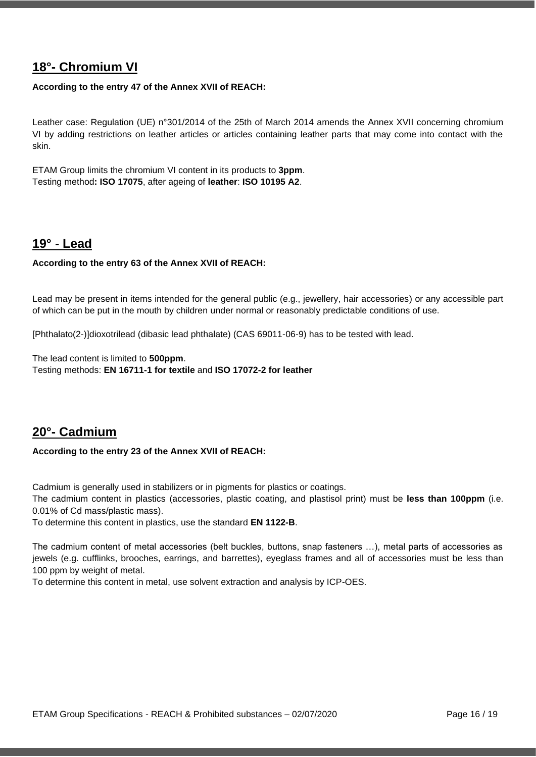## 18°- Chromium VI

**According to the entry 47 of the Annex XVII of REACH:**

Leather case: Regulation (UE) n°301/2014 of the 25th of March 2014 amends the Annex XVII concerning chromium VI by adding restrictions on leather articles or articles containing leather parts that may come into contact with the skin.

ETAM Group limits the chromium VI content in its products to **3ppm**.
Testing method**: ISO 17075**, after ageing of **leather**: **ISO 10195 A2**.

## 19° - Lead

**According to the entry 63 of the Annex XVII of REACH:**

Lead may be present in items intended for the general public (e.g., jewellery, hair accessories) or any accessible part of which can be put in the mouth by children under normal or reasonably predictable conditions of use.

[Phthalato(2-)]dioxotrilead (dibasic lead phthalate) (CAS 69011-06-9) has to be tested with lead.

The lead content is limited to **500ppm**.
Testing methods: **EN 16711-1 for textile** and **ISO 17072-2 for leather**

## 20°- Cadmium

**According to the entry 23 of the Annex XVII of REACH:**

Cadmium is generally used in stabilizers or in pigments for plastics or coatings.
The cadmium content in plastics (accessories, plastic coating, and plastisol print) must be **less than 100ppm** (i.e. 0.01% of Cd mass/plastic mass).
To determine this content in plastics, use the standard **EN 1122-B**.

The cadmium content of metal accessories (belt buckles, buttons, snap fasteners …), metal parts of accessories as jewels (e.g. cufflinks, brooches, earrings, and barrettes), eyeglass frames and all of accessories must be less than 100 ppm by weight of metal.
To determine this content in metal, use solvent extraction and analysis by ICP-OES.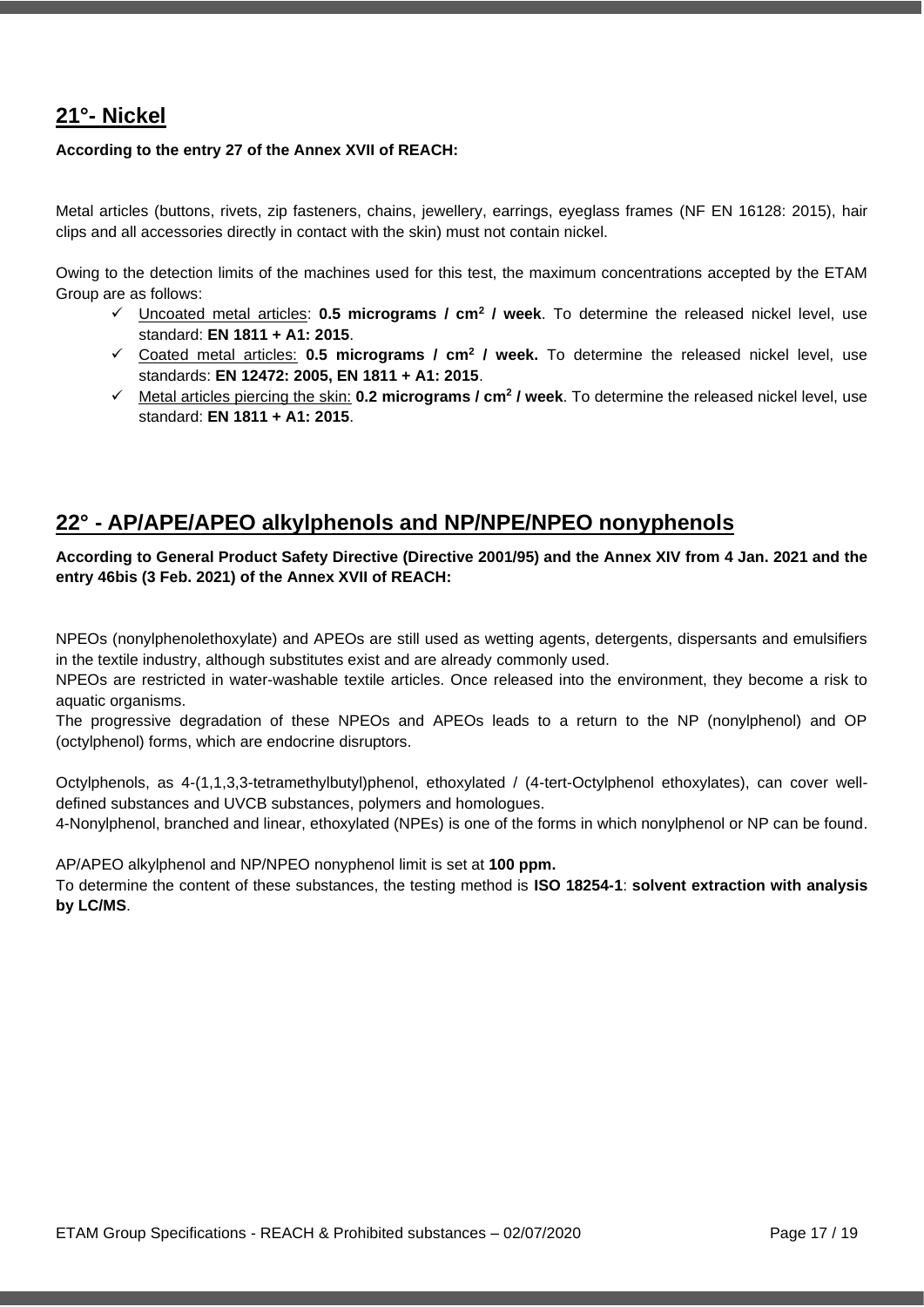## 21°- Nickel

**According to the entry 27 of the Annex XVII of REACH:**

Metal articles (buttons, rivets, zip fasteners, chains, jewellery, earrings, eyeglass frames (NF EN 16128: 2015), hair clips and all accessories directly in contact with the skin) must not contain nickel.

Owing to the detection limits of the machines used for this test, the maximum concentrations accepted by the ETAM Group are as follows:

- ✓ Uncoated metal articles: **0.5 micrograms / $cm^2$ / week**. To determine the released nickel level, use standard: **EN 1811 + A1: 2015**.
- ✓ Coated metal articles: **0.5 micrograms / $cm^2$ / week.** To determine the released nickel level, use standards: **EN 12472: 2005, EN 1811 + A1: 2015**.
- ✓ Metal articles piercing the skin: **0.2 micrograms / $cm^2$ / week**. To determine the released nickel level, use standard: **EN 1811 + A1: 2015**.

## 22° - AP/APE/APEO alkylphenols and NP/NPE/NPEO nonyphenols

**According to General Product Safety Directive (Directive 2001/95) and the Annex XIV from 4 Jan. 2021 and the entry 46bis (3 Feb. 2021) of the Annex XVII of REACH:**

NPEOs (nonylphenolethoxylate) and APEOs are still used as wetting agents, detergents, dispersants and emulsifiers in the textile industry, although substitutes exist and are already commonly used.
NPEOs are restricted in water-washable textile articles. Once released into the environment, they become a risk to aquatic organisms.
The progressive degradation of these NPEOs and APEOs leads to a return to the NP (nonylphenol) and OP (octylphenol) forms, which are endocrine disruptors.

Octylphenols, as 4-(1,1,3,3-tetramethylbutyl)phenol, ethoxylated / (4-tert-Octylphenol ethoxylates), can cover well-defined substances and UVCB substances, polymers and homologues.
4-Nonylphenol, branched and linear, ethoxylated (NPEs) is one of the forms in which nonylphenol or NP can be found.

AP/APEO alkylphenol and NP/NPEO nonyphenol limit is set at **100 ppm.**
To determine the content of these substances, the testing method is **ISO 18254-1**: **solvent extraction with analysis by LC/MS**.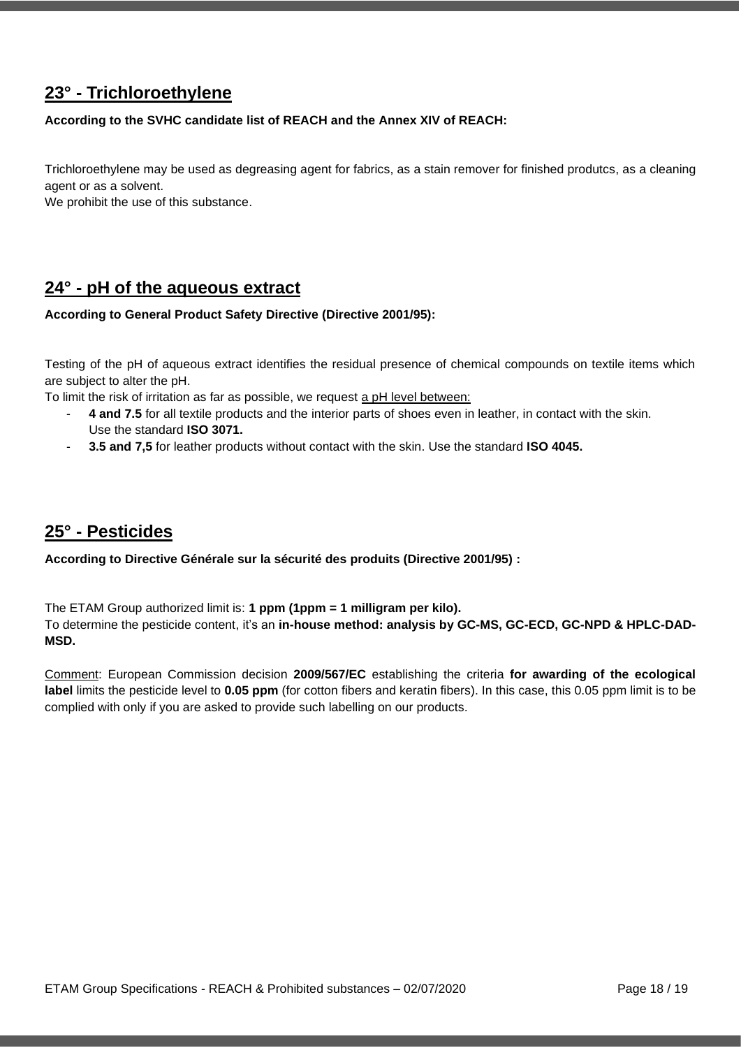## <u>23° - Trichloroethylene</u>

**According to the SVHC candidate list of REACH and the Annex XIV of REACH:**

Trichloroethylene may be used as degreasing agent for fabrics, as a stain remover for finished produtcs, as a cleaning agent or as a solvent.
We prohibit the use of this substance.

## <u>24° - pH of the aqueous extract</u>

**According to General Product Safety Directive (Directive 2001/95):**

Testing of the pH of aqueous extract identifies the residual presence of chemical compounds on textile items which are subject to alter the pH.
To limit the risk of irritation as far as possible, we request <u>a pH level between:</u>

- **4 and 7.5** for all textile products and the interior parts of shoes even in leather, in contact with the skin. Use the standard **ISO 3071.**
- **3.5 and 7,5** for leather products without contact with the skin. Use the standard **ISO 4045.**

## <u>25° - Pesticides</u>

**According to Directive Générale sur la sécurité des produits (Directive 2001/95) :**

The ETAM Group authorized limit is: **1 ppm (1ppm = 1 milligram per kilo).**
To determine the pesticide content, it's an **in-house method: analysis by GC-MS, GC-ECD, GC-NPD & HPLC-DAD-MSD.**

<u>Comment</u>: European Commission decision **2009/567/EC** establishing the criteria **for awarding of the ecological label** limits the pesticide level to **0.05 ppm** (for cotton fibers and keratin fibers). In this case, this 0.05 ppm limit is to be complied with only if you are asked to provide such labelling on our products.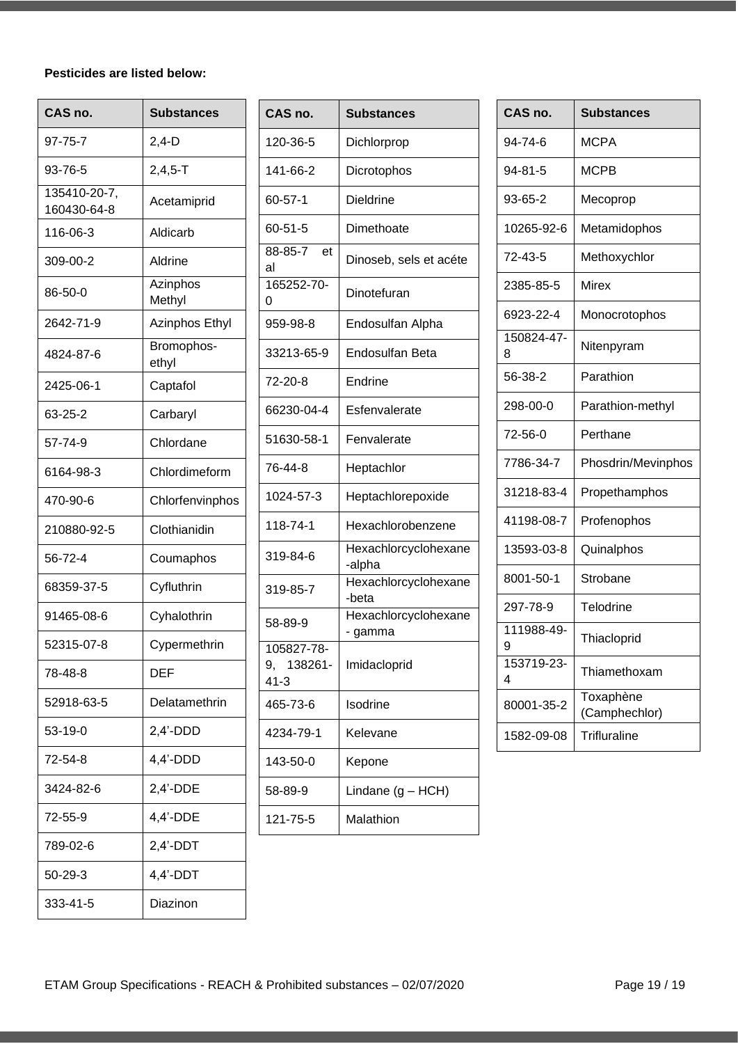**Pesticides are listed below:**

| CAS no. | Substances |
|---|---|
| 97-75-7 | 2,4-D |
| 93-76-5 | 2,4,5-T |
| 135410-20-7, 160430-64-8 | Acetamiprid |
| 116-06-3 | Aldicarb |
| 309-00-2 | Aldrine |
| 86-50-0 | Azinphos Methyl |
| 2642-71-9 | Azinphos Ethyl |
| 4824-87-6 | Bromophos-ethyl |
| 2425-06-1 | Captafol |
| 63-25-2 | Carbaryl |
| 57-74-9 | Chlordane |
| 6164-98-3 | Chlordimeform |
| 470-90-6 | Chlorfenvinphos |
| 210880-92-5 | Clothianidin |
| 56-72-4 | Coumaphos |
| 68359-37-5 | Cyfluthrin |
| 91465-08-6 | Cyhalothrin |
| 52315-07-8 | Cypermethrin |
| 78-48-8 | DEF |
| 52918-63-5 | Delatamethrin |
| 53-19-0 | 2,4'-DDD |
| 72-54-8 | 4,4'-DDD |
| 3424-82-6 | 2,4'-DDE |
| 72-55-9 | 4,4'-DDE |
| 789-02-6 | 2,4'-DDT |
| 50-29-3 | 4,4'-DDT |
| 333-41-5 | Diazinon |

| CAS no. | Substances |
|---|---|
| 120-36-5 | Dichlorprop |
| 141-66-2 | Dicrotophos |
| 60-57-1 | Dieldrine |
| 60-51-5 | Dimethoate |
| 88-85-7 et al | Dinoseb, sels et acéte |
| 165252-70-0 | Dinotefuran |
| 959-98-8 | Endosulfan Alpha |
| 33213-65-9 | Endosulfan Beta |
| 72-20-8 | Endrine |
| 66230-04-4 | Esfenvalerate |
| 51630-58-1 | Fenvalerate |
| 76-44-8 | Heptachlor |
| 1024-57-3 | Heptachlorepoxide |
| 118-74-1 | Hexachlorobenzene |
| 319-84-6 | Hexachlorcyclohexane-alpha |
| 319-85-7 | Hexachlorcyclohexane-beta |
| 58-89-9 | Hexachlorcyclohexane - gamma |
| 105827-78-9, 138261-41-3 | Imidacloprid |
| 465-73-6 | Isodrine |
| 4234-79-1 | Kelevane |
| 143-50-0 | Kepone |
| 58-89-9 | Lindane (g – HCH) |
| 121-75-5 | Malathion |

| CAS no. | Substances |
|---|---|
| 94-74-6 | MCPA |
| 94-81-5 | MCPB |
| 93-65-2 | Mecoprop |
| 10265-92-6 | Metamidophos |
| 72-43-5 | Methoxychlor |
| 2385-85-5 | Mirex |
| 6923-22-4 | Monocrotophos |
| 150824-47-8 | Nitenpyram |
| 56-38-2 | Parathion |
| 298-00-0 | Parathion-methyl |
| 72-56-0 | Perthane |
| 7786-34-7 | Phosdrin/Mevinphos |
| 31218-83-4 | Propethamphos |
| 41198-08-7 | Profenophos |
| 13593-03-8 | Quinalphos |
| 8001-50-1 | Strobane |
| 297-78-9 | Telodrine |
| 111988-49-9 | Thiacloprid |
| 153719-23-4 | Thiamethoxam |
| 80001-35-2 | Toxaphène (Camphechlor) |
| 1582-09-08 | Trifluraline |